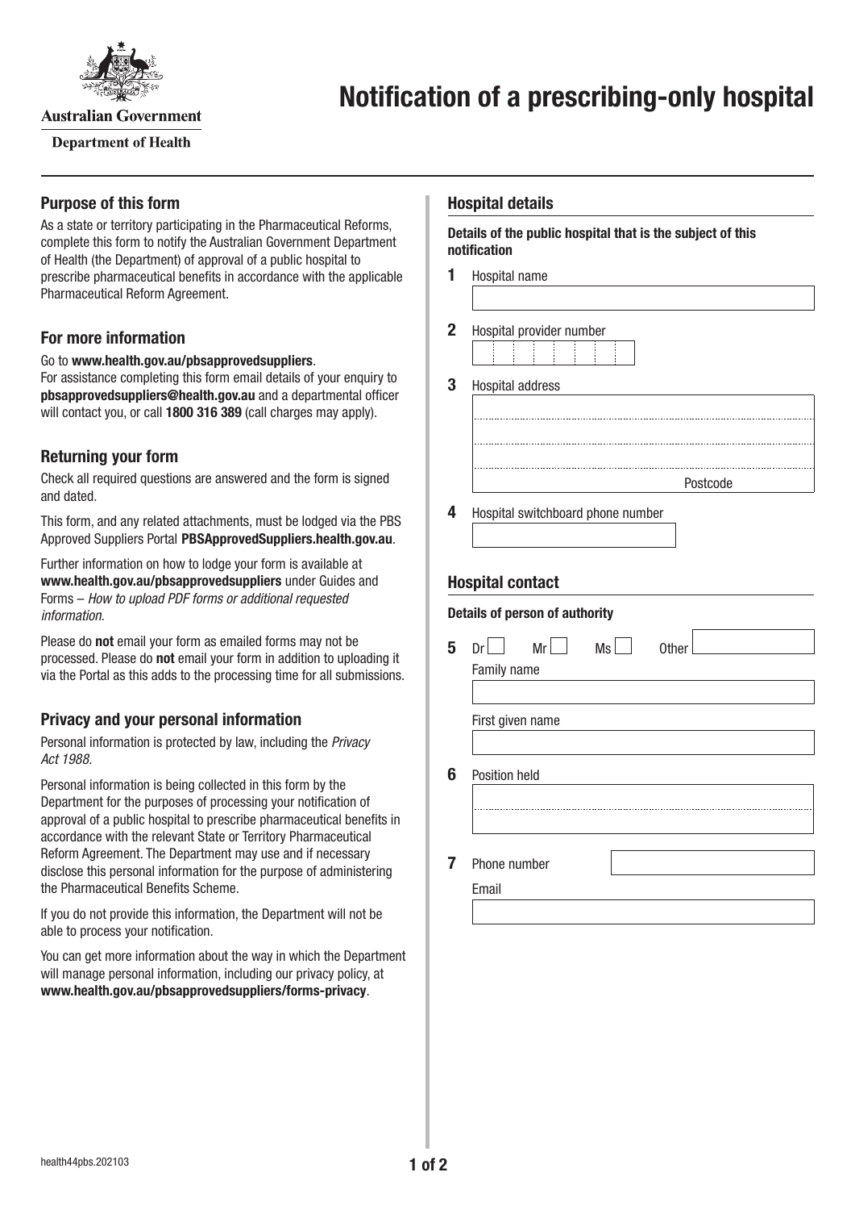Australian Government

Department of Health

# Notification of a prescribing-only hospital

## Purpose of this form

As a state or territory participating in the Pharmaceutical Reforms, complete this form to notify the Australian Government Department of Health (the Department) of approval of a public hospital to prescribe pharmaceutical benefits in accordance with the applicable Pharmaceutical Reform Agreement.

## For more information

Go to **www.health.gov.au/pbsapprovedsuppliers**.
For assistance completing this form email details of your enquiry to **pbsapprovedsuppliers@health.gov.au** and a departmental officer will contact you, or call **1800 316 389** (call charges may apply).

## Returning your form

Check all required questions are answered and the form is signed and dated.

This form, and any related attachments, must be lodged via the PBS Approved Suppliers Portal **PBSApprovedSuppliers.health.gov.au**.

Further information on how to lodge your form is available at **www.health.gov.au/pbsapprovedsuppliers** under Guides and Forms – *How to upload PDF forms or additional requested information.*

Please do **not** email your form as emailed forms may not be processed. Please do **not** email your form in addition to uploading it via the Portal as this adds to the processing time for all submissions.

## Privacy and your personal information

Personal information is protected by law, including the *Privacy Act 1988.*

Personal information is being collected in this form by the Department for the purposes of processing your notification of approval of a public hospital to prescribe pharmaceutical benefits in accordance with the relevant State or Territory Pharmaceutical Reform Agreement. The Department may use and if necessary disclose this personal information for the purpose of administering the Pharmaceutical Benefits Scheme.

If you do not provide this information, the Department will not be able to process your notification.

You can get more information about the way in which the Department will manage personal information, including our privacy policy, at **www.health.gov.au/pbsapprovedsuppliers/forms-privacy**.

## Hospital details

**Details of the public hospital that is the subject of this notification**

**1** Hospital name

**2** Hospital provider number

**3** Hospital address

Postcode

**4** Hospital switchboard phone number

## Hospital contact

**Details of person of authority**

**5** Dr ☐ Mr ☐ Ms ☐ Other

Family name

First given name

**6** Position held

**7** Phone number

Email

health44pbs.202103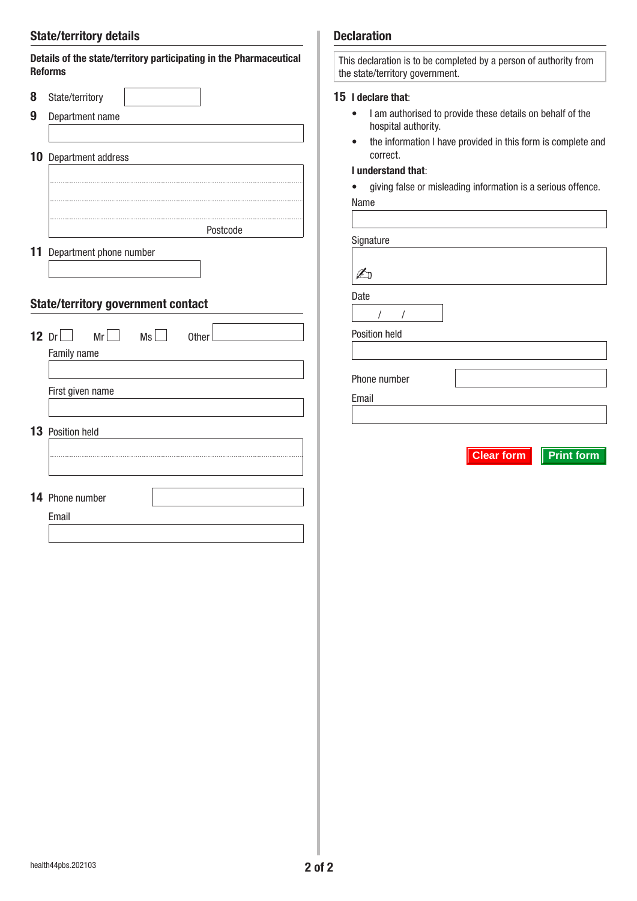## State/territory details

**Details of the state/territory participating in the Pharmaceutical Reforms**

**8** State/territory

**9** Department name

**10** Department address

Postcode

**11** Department phone number

## State/territory government contact

**12** Dr ☐ Mr ☐ Ms ☐ Other

Family name

First given name

**13** Position held

**14** Phone number

Email

## Declaration

This declaration is to be completed by a person of authority from the state/territory government.

**15** **I declare that**:

- I am authorised to provide these details on behalf of the hospital authority.
- the information I have provided in this form is complete and correct.

**I understand that**:

- giving false or misleading information is a serious offence.

Name

Signature

Date

/ /

Position held

Phone number

Email

Clear form

Print form

health44pbs.202103